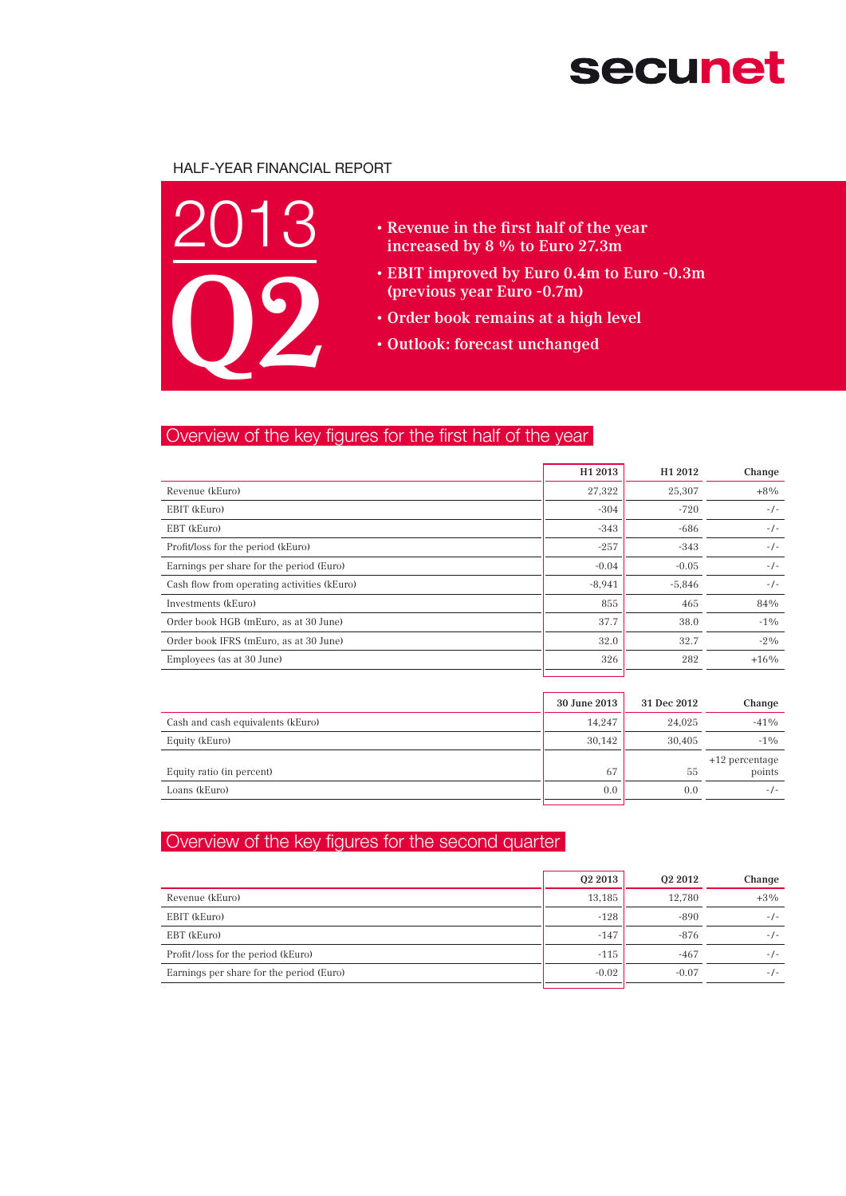secunet

HALF-YEAR FINANCIAL REPORT

# 2013 Q2

- **Revenue in the first half of the year increased by 8 % to Euro 27.3m**
- **EBIT improved by Euro 0.4m to Euro -0.3m (previous year Euro -0.7m)**
- **Order book remains at a high level**
- **Outlook: forecast unchanged**

## Overview of the key figures for the first half of the year

| | H1 2013 | H1 2012 | Change |
|---|---|---|---|
| Revenue (kEuro) | 27,322 | 25,307 | +8% |
| EBIT (kEuro) | -304 | -720 | -/- |
| EBT (kEuro) | -343 | -686 | -/- |
| Profit/loss for the period (kEuro) | -257 | -343 | -/- |
| Earnings per share for the period (Euro) | -0.04 | -0.05 | -/- |
| Cash flow from operating activities (kEuro) | -8,941 | -5,846 | -/- |
| Investments (kEuro) | 855 | 465 | 84% |
| Order book HGB (mEuro, as at 30 June) | 37.7 | 38.0 | -1% |
| Order book IFRS (mEuro, as at 30 June) | 32.0 | 32.7 | -2% |
| Employees (as at 30 June) | 326 | 282 | +16% |

| | 30 June 2013 | 31 Dec 2012 | Change |
|---|---|---|---|
| Cash and cash equivalents (kEuro) | 14,247 | 24,025 | -41% |
| Equity (kEuro) | 30,142 | 30,405 | -1% |
| Equity ratio (in percent) | 67 | 55 | +12 percentage points |
| Loans (kEuro) | 0.0 | 0.0 | -/- |

## Overview of the key figures for the second quarter

| | Q2 2013 | Q2 2012 | Change |
|---|---|---|---|
| Revenue (kEuro) | 13,185 | 12,780 | +3% |
| EBIT (kEuro) | -128 | -890 | -/- |
| EBT (kEuro) | -147 | -876 | -/- |
| Profit/loss for the period (kEuro) | -115 | -467 | -/- |
| Earnings per share for the period (Euro) | -0.02 | -0.07 | -/- |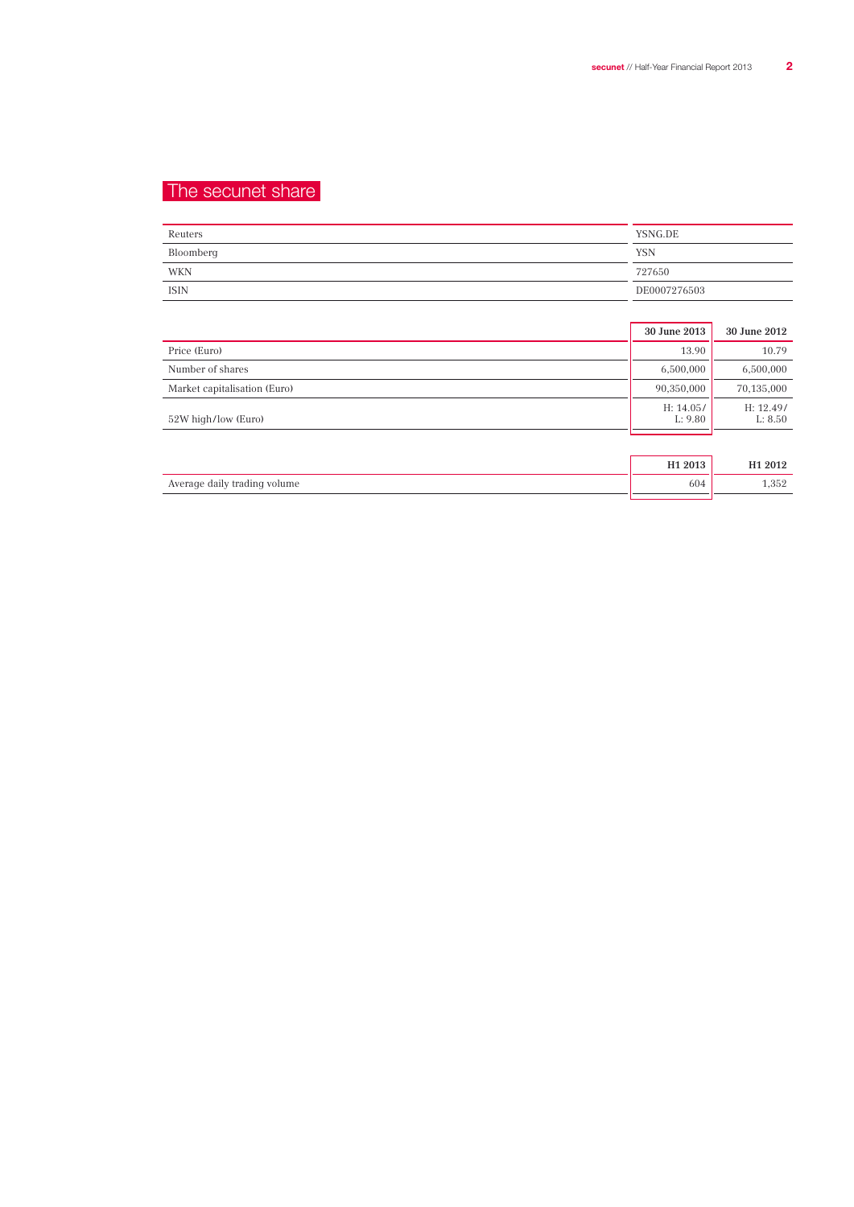# The secunet share

| | |
|---|---|
| Reuters | YSNG.DE |
| Bloomberg | YSN |
| WKN | 727650 |
| ISIN | DE0007276503 |

| | 30 June 2013 | 30 June 2012 |
|---|---|---|
| Price (Euro) | 13.90 | 10.79 |
| Number of shares | 6,500,000 | 6,500,000 |
| Market capitalisation (Euro) | 90,350,000 | 70,135,000 |
| 52W high/low (Euro) | H: 14.05/ L: 9.80 | H: 12.49/ L: 8.50 |

| | H1 2013 | H1 2012 |
|---|---|---|
| Average daily trading volume | 604 | 1,352 |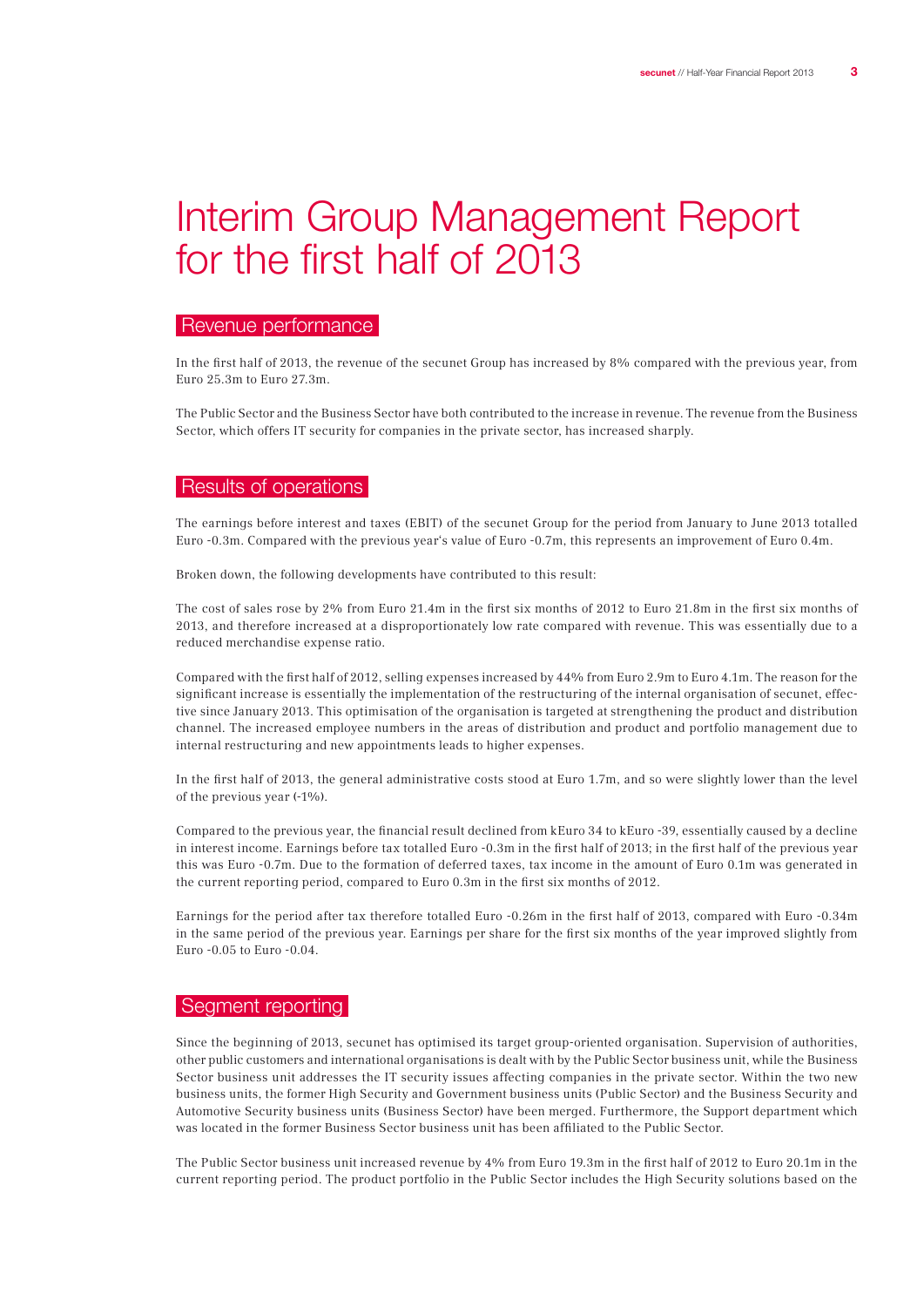# Interim Group Management Report for the first half of 2013

## Revenue performance

In the first half of 2013, the revenue of the secunet Group has increased by 8% compared with the previous year, from Euro 25.3m to Euro 27.3m.

The Public Sector and the Business Sector have both contributed to the increase in revenue. The revenue from the Business Sector, which offers IT security for companies in the private sector, has increased sharply.

## Results of operations

The earnings before interest and taxes (EBIT) of the secunet Group for the period from January to June 2013 totalled Euro -0.3m. Compared with the previous year's value of Euro -0.7m, this represents an improvement of Euro 0.4m.

Broken down, the following developments have contributed to this result:

The cost of sales rose by 2% from Euro 21.4m in the first six months of 2012 to Euro 21.8m in the first six months of 2013, and therefore increased at a disproportionately low rate compared with revenue. This was essentially due to a reduced merchandise expense ratio.

Compared with the first half of 2012, selling expenses increased by 44% from Euro 2.9m to Euro 4.1m. The reason for the significant increase is essentially the implementation of the restructuring of the internal organisation of secunet, effective since January 2013. This optimisation of the organisation is targeted at strengthening the product and distribution channel. The increased employee numbers in the areas of distribution and product and portfolio management due to internal restructuring and new appointments leads to higher expenses.

In the first half of 2013, the general administrative costs stood at Euro 1.7m, and so were slightly lower than the level of the previous year (-1%).

Compared to the previous year, the financial result declined from kEuro 34 to kEuro -39, essentially caused by a decline in interest income. Earnings before tax totalled Euro -0.3m in the first half of 2013; in the first half of the previous year this was Euro -0.7m. Due to the formation of deferred taxes, tax income in the amount of Euro 0.1m was generated in the current reporting period, compared to Euro 0.3m in the first six months of 2012.

Earnings for the period after tax therefore totalled Euro -0.26m in the first half of 2013, compared with Euro -0.34m in the same period of the previous year. Earnings per share for the first six months of the year improved slightly from Euro -0.05 to Euro -0.04.

## Segment reporting

Since the beginning of 2013, secunet has optimised its target group-oriented organisation. Supervision of authorities, other public customers and international organisations is dealt with by the Public Sector business unit, while the Business Sector business unit addresses the IT security issues affecting companies in the private sector. Within the two new business units, the former High Security and Government business units (Public Sector) and the Business Security and Automotive Security business units (Business Sector) have been merged. Furthermore, the Support department which was located in the former Business Sector business unit has been affiliated to the Public Sector.

The Public Sector business unit increased revenue by 4% from Euro 19.3m in the first half of 2012 to Euro 20.1m in the current reporting period. The product portfolio in the Public Sector includes the High Security solutions based on the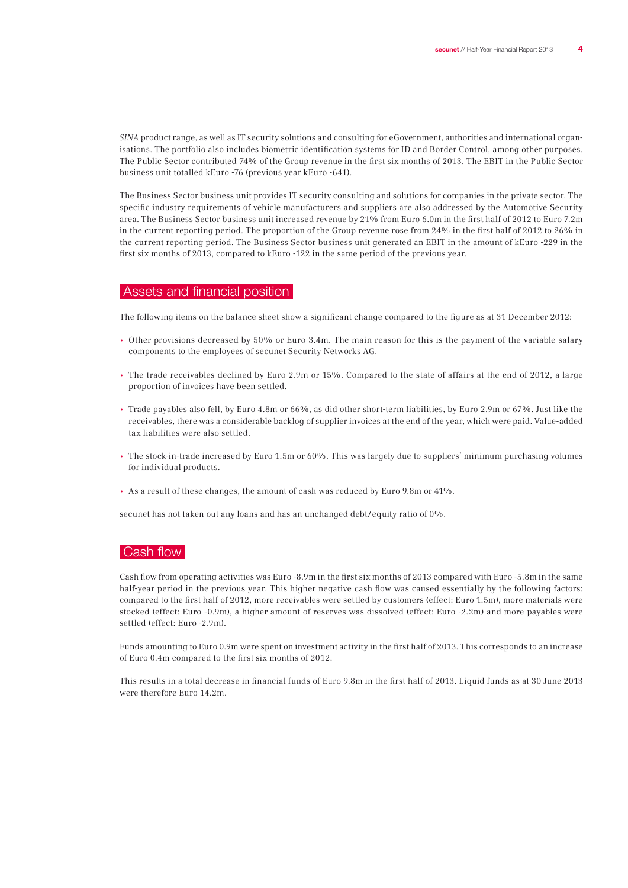*SINA* product range, as well as IT security solutions and consulting for eGovernment, authorities and international organisations. The portfolio also includes biometric identification systems for ID and Border Control, among other purposes. The Public Sector contributed 74% of the Group revenue in the first six months of 2013. The EBIT in the Public Sector business unit totalled kEuro -76 (previous year kEuro -641).

The Business Sector business unit provides IT security consulting and solutions for companies in the private sector. The specific industry requirements of vehicle manufacturers and suppliers are also addressed by the Automotive Security area. The Business Sector business unit increased revenue by 21% from Euro 6.0m in the first half of 2012 to Euro 7.2m in the current reporting period. The proportion of the Group revenue rose from 24% in the first half of 2012 to 26% in the current reporting period. The Business Sector business unit generated an EBIT in the amount of kEuro -229 in the first six months of 2013, compared to kEuro -122 in the same period of the previous year.

## Assets and financial position

The following items on the balance sheet show a significant change compared to the figure as at 31 December 2012:

- Other provisions decreased by 50% or Euro 3.4m. The main reason for this is the payment of the variable salary components to the employees of secunet Security Networks AG.
- The trade receivables declined by Euro 2.9m or 15%. Compared to the state of affairs at the end of 2012, a large proportion of invoices have been settled.
- Trade payables also fell, by Euro 4.8m or 66%, as did other short-term liabilities, by Euro 2.9m or 67%. Just like the receivables, there was a considerable backlog of supplier invoices at the end of the year, which were paid. Value-added tax liabilities were also settled.
- The stock-in-trade increased by Euro 1.5m or 60%. This was largely due to suppliers' minimum purchasing volumes for individual products.
- As a result of these changes, the amount of cash was reduced by Euro 9.8m or 41%.

secunet has not taken out any loans and has an unchanged debt/equity ratio of 0%.

## Cash flow

Cash flow from operating activities was Euro -8.9m in the first six months of 2013 compared with Euro -5.8m in the same half-year period in the previous year. This higher negative cash flow was caused essentially by the following factors: compared to the first half of 2012, more receivables were settled by customers (effect: Euro 1.5m), more materials were stocked (effect: Euro -0.9m), a higher amount of reserves was dissolved (effect: Euro -2.2m) and more payables were settled (effect: Euro -2.9m).

Funds amounting to Euro 0.9m were spent on investment activity in the first half of 2013. This corresponds to an increase of Euro 0.4m compared to the first six months of 2012.

This results in a total decrease in financial funds of Euro 9.8m in the first half of 2013. Liquid funds as at 30 June 2013 were therefore Euro 14.2m.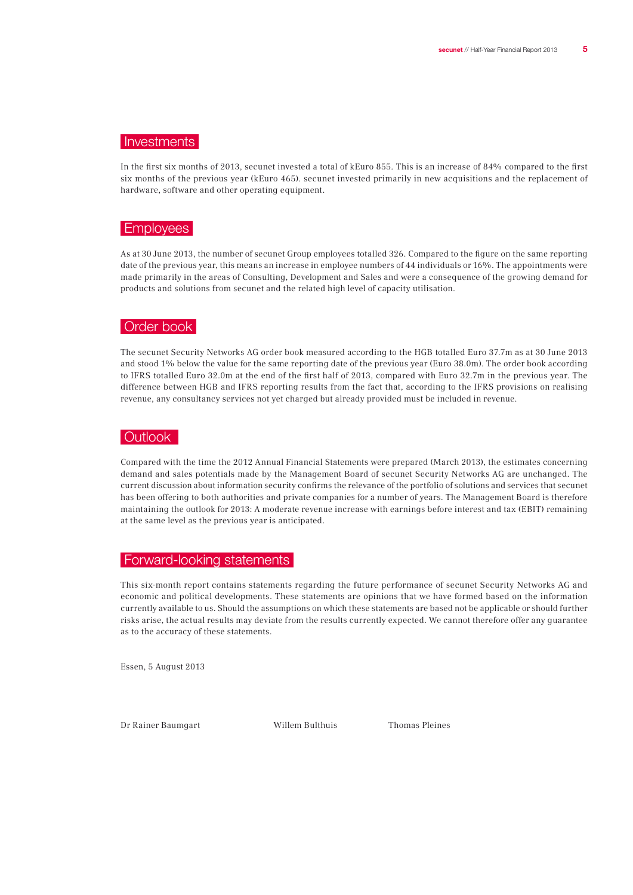## Investments

In the first six months of 2013, secunet invested a total of kEuro 855. This is an increase of 84% compared to the first six months of the previous year (kEuro 465). secunet invested primarily in new acquisitions and the replacement of hardware, software and other operating equipment.

## Employees

As at 30 June 2013, the number of secunet Group employees totalled 326. Compared to the figure on the same reporting date of the previous year, this means an increase in employee numbers of 44 individuals or 16%. The appointments were made primarily in the areas of Consulting, Development and Sales and were a consequence of the growing demand for products and solutions from secunet and the related high level of capacity utilisation.

## Order book

The secunet Security Networks AG order book measured according to the HGB totalled Euro 37.7m as at 30 June 2013 and stood 1% below the value for the same reporting date of the previous year (Euro 38.0m). The order book according to IFRS totalled Euro 32.0m at the end of the first half of 2013, compared with Euro 32.7m in the previous year. The difference between HGB and IFRS reporting results from the fact that, according to the IFRS provisions on realising revenue, any consultancy services not yet charged but already provided must be included in revenue.

## Outlook

Compared with the time the 2012 Annual Financial Statements were prepared (March 2013), the estimates concerning demand and sales potentials made by the Management Board of secunet Security Networks AG are unchanged. The current discussion about information security confirms the relevance of the portfolio of solutions and services that secunet has been offering to both authorities and private companies for a number of years. The Management Board is therefore maintaining the outlook for 2013: A moderate revenue increase with earnings before interest and tax (EBIT) remaining at the same level as the previous year is anticipated.

## Forward-looking statements

This six-month report contains statements regarding the future performance of secunet Security Networks AG and economic and political developments. These statements are opinions that we have formed based on the information currently available to us. Should the assumptions on which these statements are based not be applicable or should further risks arise, the actual results may deviate from the results currently expected. We cannot therefore offer any guarantee as to the accuracy of these statements.

Essen, 5 August 2013

Dr Rainer Baumgart                Willem Bulthuis                Thomas Pleines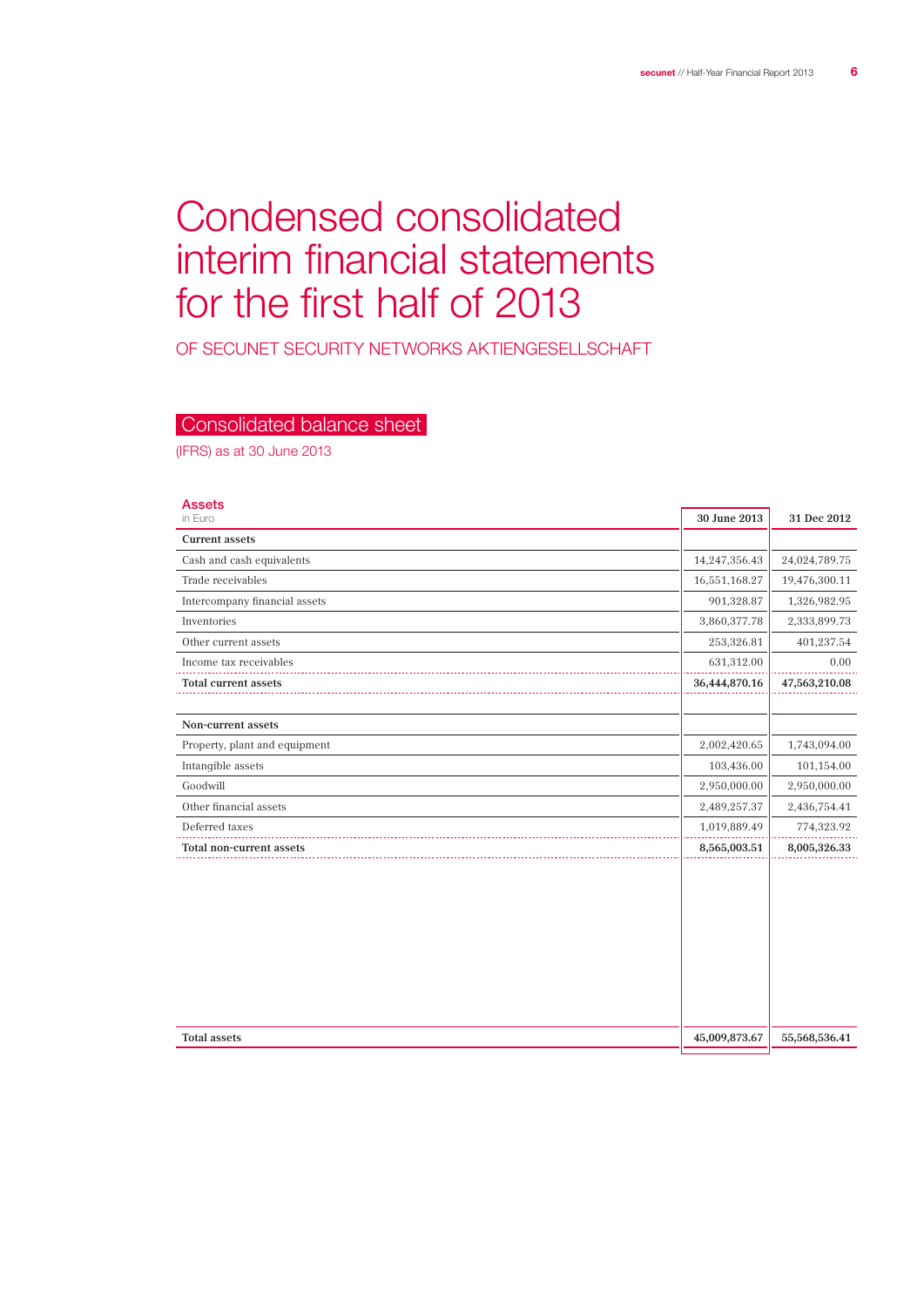# Condensed consolidated interim financial statements for the first half of 2013

OF SECUNET SECURITY NETWORKS AKTIENGESELLSCHAFT

## Consolidated balance sheet

(IFRS) as at 30 June 2013

### Assets

| in Euro | 30 June 2013 | 31 Dec 2012 |
|---|---|---|
| **Current assets** | | |
| Cash and cash equivalents | 14,247,356.43 | 24,024,789.75 |
| Trade receivables | 16,551,168.27 | 19,476,300.11 |
| Intercompany financial assets | 901,328.87 | 1,326,982.95 |
| Inventories | 3,860,377.78 | 2,333,899.73 |
| Other current assets | 253,326.81 | 401,237.54 |
| Income tax receivables | 631,312.00 | 0.00 |
| **Total current assets** | **36,444,870.16** | **47,563,210.08** |
| | | |
| **Non-current assets** | | |
| Property, plant and equipment | 2,002,420.65 | 1,743,094.00 |
| Intangible assets | 103,436.00 | 101,154.00 |
| Goodwill | 2,950,000.00 | 2,950,000.00 |
| Other financial assets | 2,489,257.37 | 2,436,754.41 |
| Deferred taxes | 1,019,889.49 | 774,323.92 |
| **Total non-current assets** | **8,565,003.51** | **8,005,326.33** |
| | | |
| **Total assets** | **45,009,873.67** | **55,568,536.41** |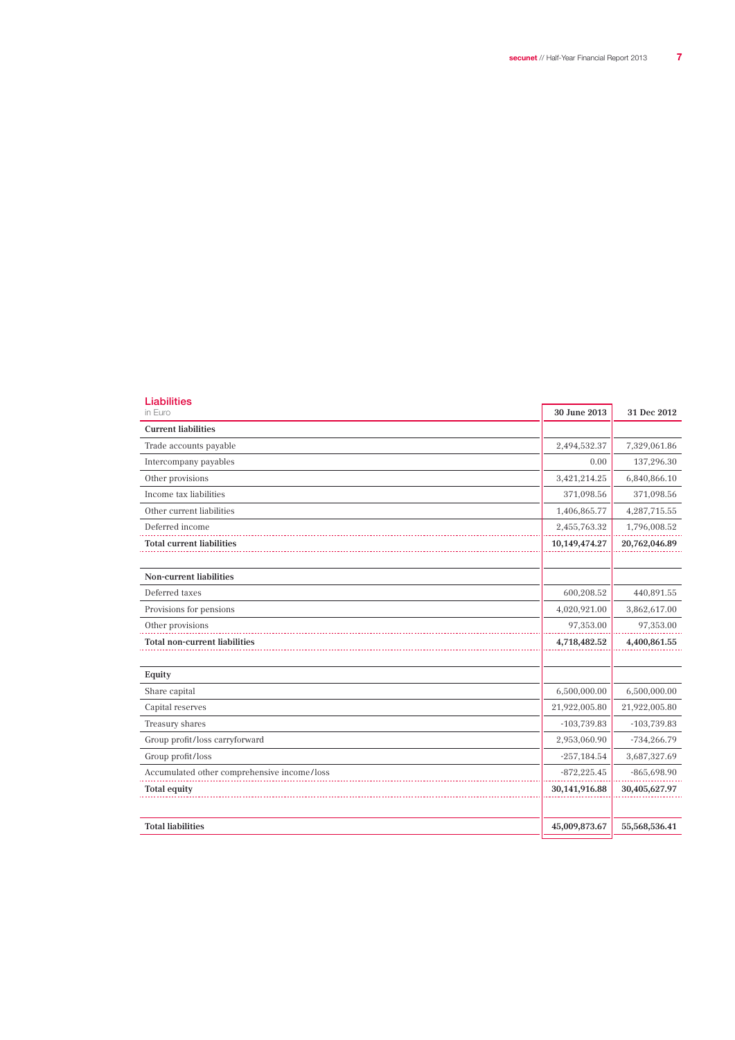## Liabilities

| in Euro | 30 June 2013 | 31 Dec 2012 |
|---|---|---|
| **Current liabilities** | | |
| Trade accounts payable | 2,494,532.37 | 7,329,061.86 |
| Intercompany payables | 0.00 | 137,296.30 |
| Other provisions | 3,421,214.25 | 6,840,866.10 |
| Income tax liabilities | 371,098.56 | 371,098.56 |
| Other current liabilities | 1,406,865.77 | 4,287,715.55 |
| Deferred income | 2,455,763.32 | 1,796,008.52 |
| **Total current liabilities** | **10,149,474.27** | **20,762,046.89** |
| | | |
| **Non-current liabilities** | | |
| Deferred taxes | 600,208.52 | 440,891.55 |
| Provisions for pensions | 4,020,921.00 | 3,862,617.00 |
| Other provisions | 97,353.00 | 97,353.00 |
| **Total non-current liabilities** | **4,718,482.52** | **4,400,861.55** |
| | | |
| **Equity** | | |
| Share capital | 6,500,000.00 | 6,500,000.00 |
| Capital reserves | 21,922,005.80 | 21,922,005.80 |
| Treasury shares | -103,739.83 | -103,739.83 |
| Group profit/loss carryforward | 2,953,060.90 | -734,266.79 |
| Group profit/loss | -257,184.54 | 3,687,327.69 |
| Accumulated other comprehensive income/loss | -872,225.45 | -865,698.90 |
| **Total equity** | **30,141,916.88** | **30,405,627.97** |
| | | |
| **Total liabilities** | **45,009,873.67** | **55,568,536.41** |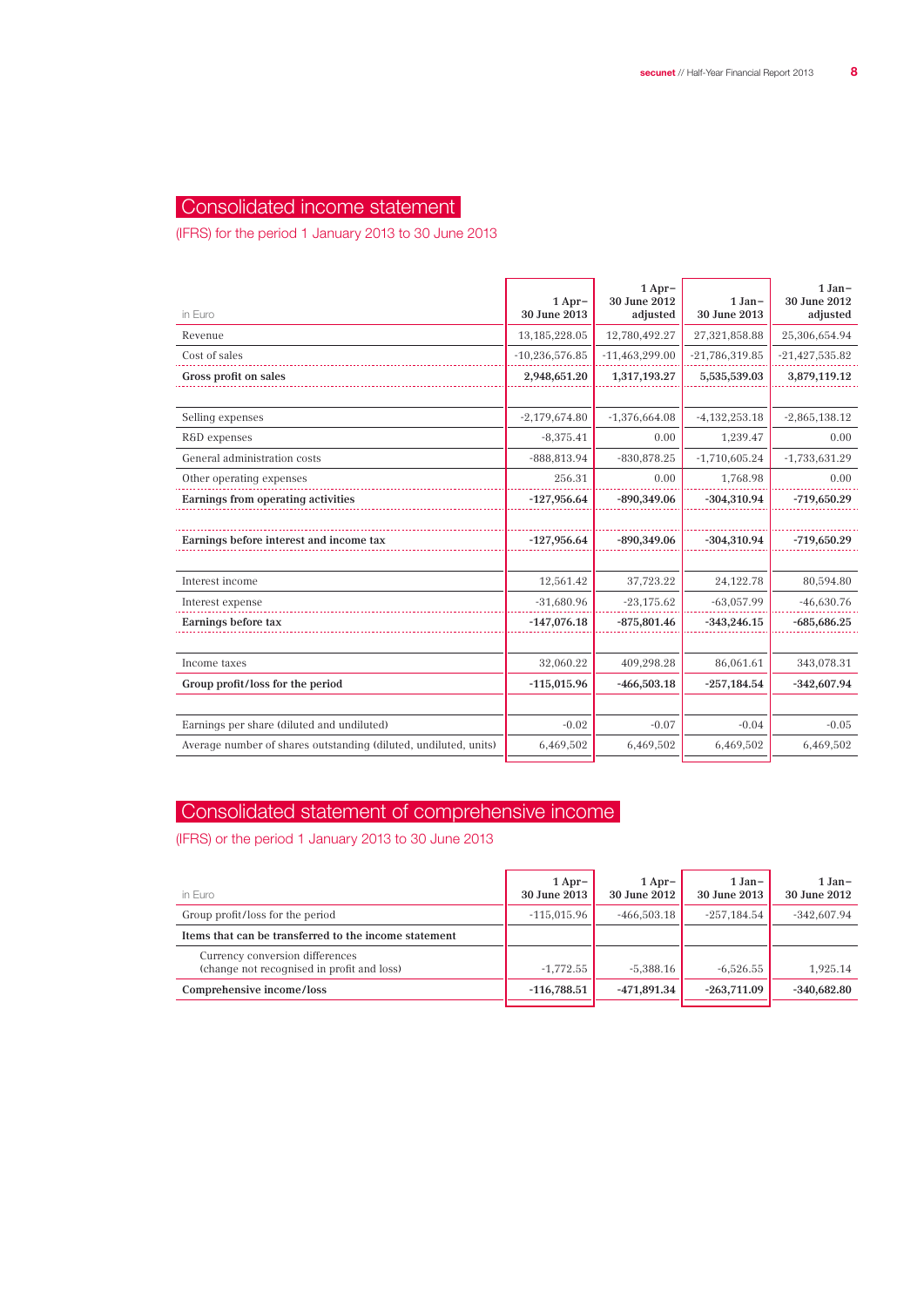# Consolidated income statement

(IFRS) for the period 1 January 2013 to 30 June 2013

| in Euro | 1 Apr–30 June 2013 | 1 Apr–30 June 2012 adjusted | 1 Jan–30 June 2013 | 1 Jan–30 June 2012 adjusted |
|---|---|---|---|---|
| Revenue | 13,185,228.05 | 12,780,492.27 | 27,321,858.88 | 25,306,654.94 |
| Cost of sales | -10,236,576.85 | -11,463,299.00 | -21,786,319.85 | -21,427,535.82 |
| **Gross profit on sales** | **2,948,651.20** | **1,317,193.27** | **5,535,539.03** | **3,879,119.12** |
| | | | | |
| Selling expenses | -2,179,674.80 | -1,376,664.08 | -4,132,253.18 | -2,865,138.12 |
| R&D expenses | -8,375.41 | 0.00 | 1,239.47 | 0.00 |
| General administration costs | -888,813.94 | -830,878.25 | -1,710,605.24 | -1,733,631.29 |
| Other operating expenses | 256.31 | 0.00 | 1,768.98 | 0.00 |
| **Earnings from operating activities** | **-127,956.64** | **-890,349.06** | **-304,310.94** | **-719,650.29** |
| | | | | |
| **Earnings before interest and income tax** | **-127,956.64** | **-890,349.06** | **-304,310.94** | **-719,650.29** |
| | | | | |
| Interest income | 12,561.42 | 37,723.22 | 24,122.78 | 80,594.80 |
| Interest expense | -31,680.96 | -23,175.62 | -63,057.99 | -46,630.76 |
| **Earnings before tax** | **-147,076.18** | **-875,801.46** | **-343,246.15** | **-685,686.25** |
| | | | | |
| Income taxes | 32,060.22 | 409,298.28 | 86,061.61 | 343,078.31 |
| **Group profit/loss for the period** | **-115,015.96** | **-466,503.18** | **-257,184.54** | **-342,607.94** |
| | | | | |
| Earnings per share (diluted and undiluted) | -0.02 | -0.07 | -0.04 | -0.05 |
| Average number of shares outstanding (diluted, undiluted, units) | 6,469,502 | 6,469,502 | 6,469,502 | 6,469,502 |

# Consolidated statement of comprehensive income

(IFRS) or the period 1 January 2013 to 30 June 2013

| in Euro | 1 Apr–30 June 2013 | 1 Apr–30 June 2012 | 1 Jan–30 June 2013 | 1 Jan–30 June 2012 |
|---|---|---|---|---|
| Group profit/loss for the period | -115,015.96 | -466,503.18 | -257,184.54 | -342,607.94 |
| **Items that can be transferred to the income statement** | | | | |
| Currency conversion differences (change not recognised in profit and loss) | -1,772.55 | -5,388.16 | -6,526.55 | 1,925.14 |
| **Comprehensive income/loss** | **-116,788.51** | **-471,891.34** | **-263,711.09** | **-340,682.80** |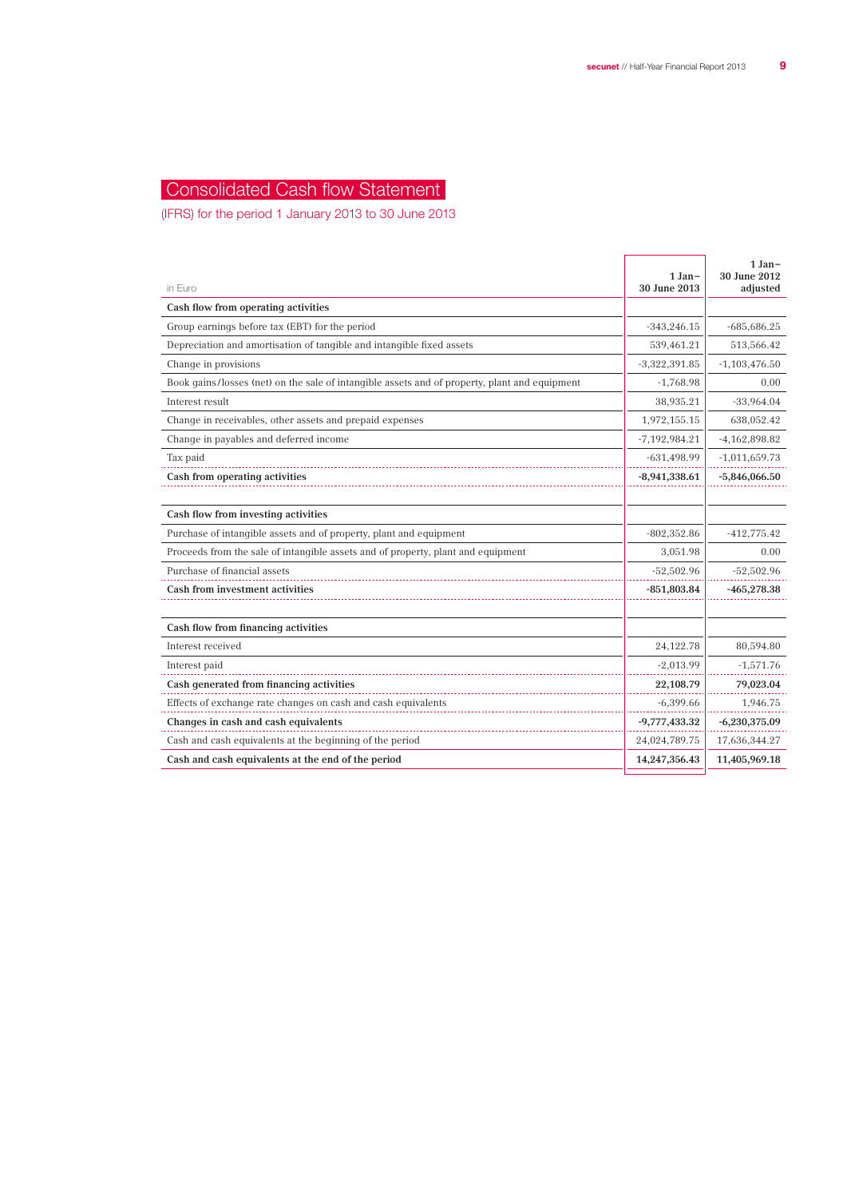# Consolidated Cash flow Statement

(IFRS) for the period 1 January 2013 to 30 June 2013

| in Euro | 1 Jan– 30 June 2013 | 1 Jan– 30 June 2012 adjusted |
|---|---|---|
| **Cash flow from operating activities** | | |
| Group earnings before tax (EBT) for the period | -343,246.15 | -685,686.25 |
| Depreciation and amortisation of tangible and intangible fixed assets | 539,461.21 | 513,566.42 |
| Change in provisions | -3,322,391.85 | -1,103,476.50 |
| Book gains/losses (net) on the sale of intangible assets and of property, plant and equipment | -1,768.98 | 0.00 |
| Interest result | 38,935.21 | -33,964.04 |
| Change in receivables, other assets and prepaid expenses | 1,972,155.15 | 638,052.42 |
| Change in payables and deferred income | -7,192,984.21 | -4,162,898.82 |
| Tax paid | -631,498.99 | -1,011,659.73 |
| **Cash from operating activities** | **-8,941,338.61** | **-5,846,066.50** |
| | | |
| **Cash flow from investing activities** | | |
| Purchase of intangible assets and of property, plant and equipment | -802,352.86 | -412,775.42 |
| Proceeds from the sale of intangible assets and of property, plant and equipment | 3,051.98 | 0.00 |
| Purchase of financial assets | -52,502.96 | -52,502.96 |
| **Cash from investment activities** | **-851,803.84** | **-465,278.38** |
| | | |
| **Cash flow from financing activities** | | |
| Interest received | 24,122.78 | 80,594.80 |
| Interest paid | -2,013.99 | -1,571.76 |
| **Cash generated from financing activities** | **22,108.79** | **79,023.04** |
| Effects of exchange rate changes on cash and cash equivalents | -6,399.66 | 1,946.75 |
| **Changes in cash and cash equivalents** | **-9,777,433.32** | **-6,230,375.09** |
| Cash and cash equivalents at the beginning of the period | 24,024,789.75 | 17,636,344.27 |
| **Cash and cash equivalents at the end of the period** | **14,247,356.43** | **11,405,969.18** |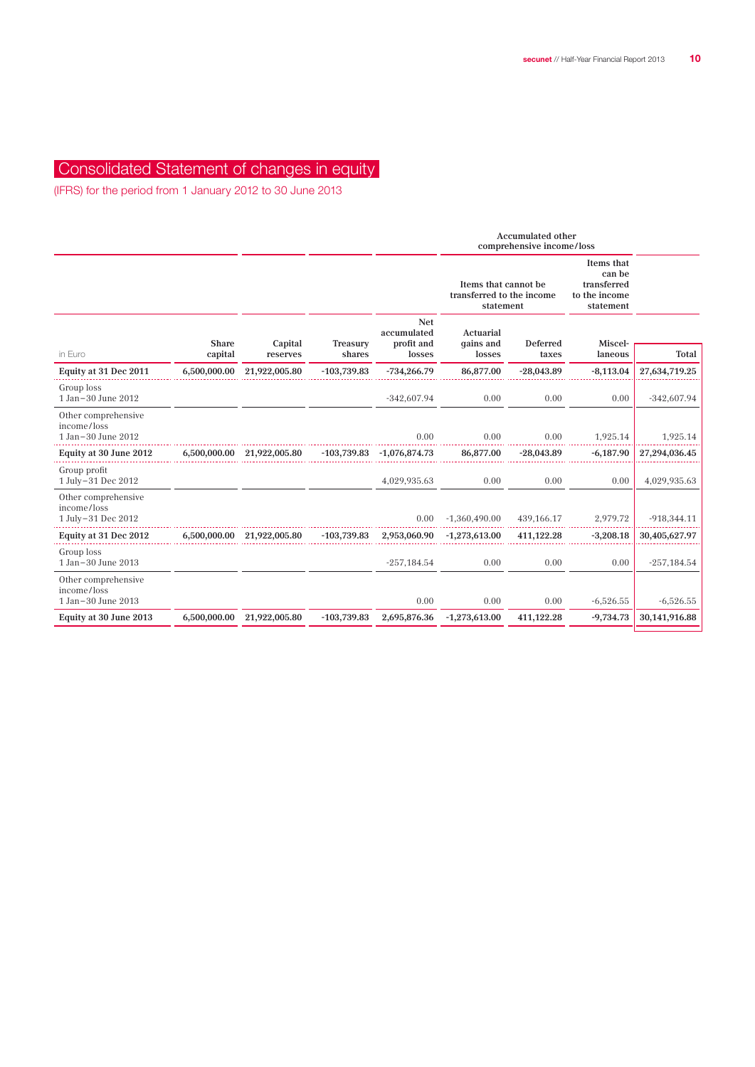# Consolidated Statement of changes in equity

(IFRS) for the period from 1 January 2012 to 30 June 2013

| | | | | | Accumulated other comprehensive income/loss | | | |
|---|---|---|---|---|---|---|---|---|
| | | | | | Items that cannot be transferred to the income statement | | Items that can be transferred to the income statement | |
| in Euro | Share capital | Capital reserves | Treasury shares | Net accumulated profit and losses | Actuarial gains and losses | Deferred taxes | Miscel­laneous | Total |
| **Equity at 31 Dec 2011** | **6,500,000.00** | **21,922,005.80** | **-103,739.83** | **-734,266.79** | **86,877.00** | **-28,043.89** | **-8,113.04** | **27,634,719.25** |
| Group loss 1 Jan – 30 June 2012 | | | | -342,607.94 | 0.00 | 0.00 | 0.00 | -342,607.94 |
| Other comprehensive income/loss 1 Jan – 30 June 2012 | | | | 0.00 | 0.00 | 0.00 | 1,925.14 | 1,925.14 |
| **Equity at 30 June 2012** | **6,500,000.00** | **21,922,005.80** | **-103,739.83** | **-1,076,874.73** | **86,877.00** | **-28,043.89** | **-6,187.90** | **27,294,036.45** |
| Group profit 1 July – 31 Dec 2012 | | | | 4,029,935.63 | 0.00 | 0.00 | 0.00 | 4,029,935.63 |
| Other comprehensive income/loss 1 July – 31 Dec 2012 | | | | 0.00 | -1,360,490.00 | 439,166.17 | 2,979.72 | -918,344.11 |
| **Equity at 31 Dec 2012** | **6,500,000.00** | **21,922,005.80** | **-103,739.83** | **2,953,060.90** | **-1,273,613.00** | **411,122.28** | **-3,208.18** | **30,405,627.97** |
| Group loss 1 Jan – 30 June 2013 | | | | -257,184.54 | 0.00 | 0.00 | 0.00 | -257,184.54 |
| Other comprehensive income/loss 1 Jan – 30 June 2013 | | | | 0.00 | 0.00 | 0.00 | -6,526.55 | -6,526.55 |
| **Equity at 30 June 2013** | **6,500,000.00** | **21,922,005.80** | **-103,739.83** | **2,695,876.36** | **-1,273,613.00** | **411,122.28** | **-9,734.73** | **30,141,916.88** |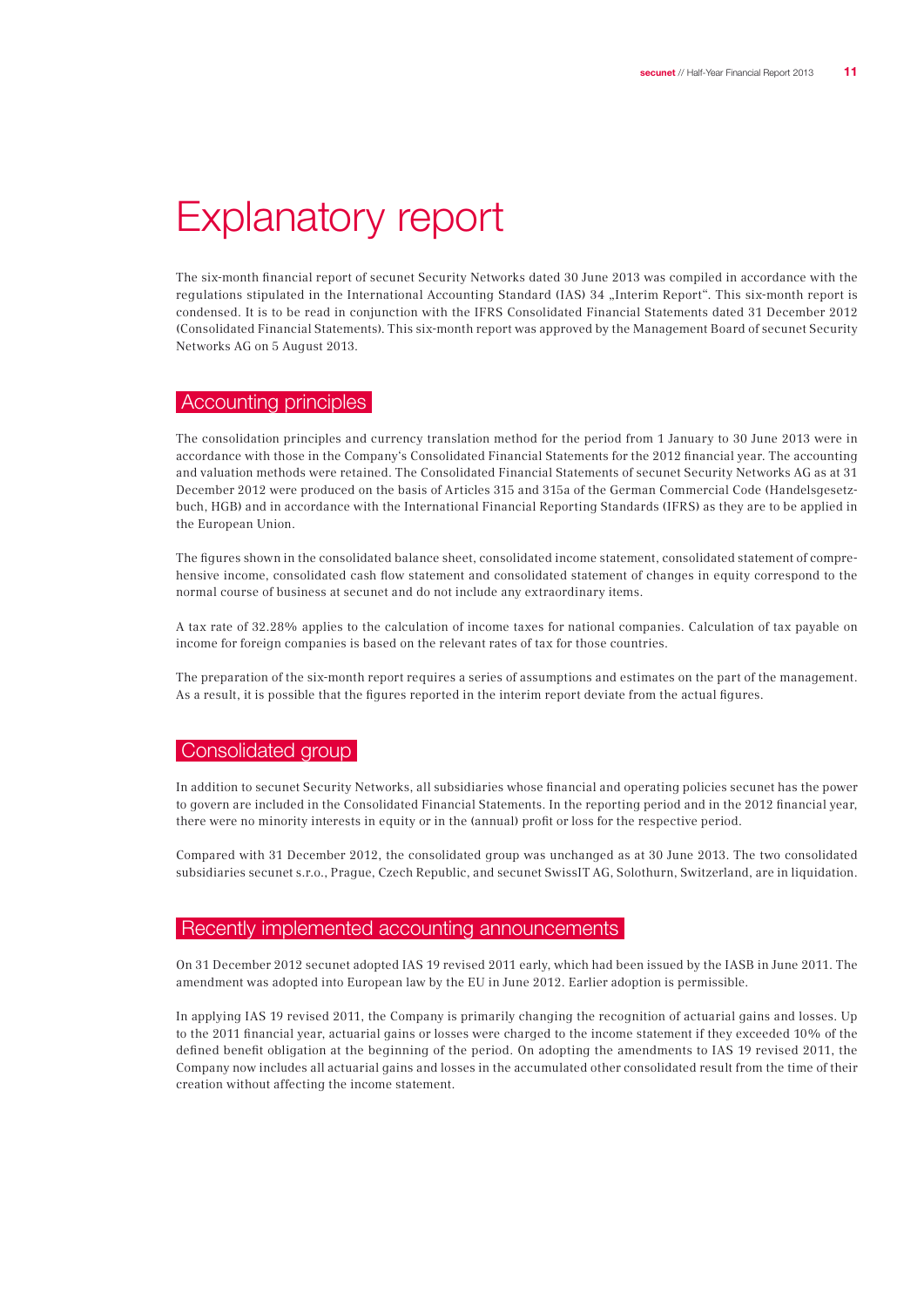# Explanatory report

The six-month financial report of secunet Security Networks dated 30 June 2013 was compiled in accordance with the regulations stipulated in the International Accounting Standard (IAS) 34 „Interim Report". This six-month report is condensed. It is to be read in conjunction with the IFRS Consolidated Financial Statements dated 31 December 2012 (Consolidated Financial Statements). This six-month report was approved by the Management Board of secunet Security Networks AG on 5 August 2013.

## Accounting principles

The consolidation principles and currency translation method for the period from 1 January to 30 June 2013 were in accordance with those in the Company's Consolidated Financial Statements for the 2012 financial year. The accounting and valuation methods were retained. The Consolidated Financial Statements of secunet Security Networks AG as at 31 December 2012 were produced on the basis of Articles 315 and 315a of the German Commercial Code (Handelsgesetzbuch, HGB) and in accordance with the International Financial Reporting Standards (IFRS) as they are to be applied in the European Union.

The figures shown in the consolidated balance sheet, consolidated income statement, consolidated statement of comprehensive income, consolidated cash flow statement and consolidated statement of changes in equity correspond to the normal course of business at secunet and do not include any extraordinary items.

A tax rate of 32.28% applies to the calculation of income taxes for national companies. Calculation of tax payable on income for foreign companies is based on the relevant rates of tax for those countries.

The preparation of the six-month report requires a series of assumptions and estimates on the part of the management. As a result, it is possible that the figures reported in the interim report deviate from the actual figures.

## Consolidated group

In addition to secunet Security Networks, all subsidiaries whose financial and operating policies secunet has the power to govern are included in the Consolidated Financial Statements. In the reporting period and in the 2012 financial year, there were no minority interests in equity or in the (annual) profit or loss for the respective period.

Compared with 31 December 2012, the consolidated group was unchanged as at 30 June 2013. The two consolidated subsidiaries secunet s.r.o., Prague, Czech Republic, and secunet SwissIT AG, Solothurn, Switzerland, are in liquidation.

## Recently implemented accounting announcements

On 31 December 2012 secunet adopted IAS 19 revised 2011 early, which had been issued by the IASB in June 2011. The amendment was adopted into European law by the EU in June 2012. Earlier adoption is permissible.

In applying IAS 19 revised 2011, the Company is primarily changing the recognition of actuarial gains and losses. Up to the 2011 financial year, actuarial gains or losses were charged to the income statement if they exceeded 10% of the defined benefit obligation at the beginning of the period. On adopting the amendments to IAS 19 revised 2011, the Company now includes all actuarial gains and losses in the accumulated other consolidated result from the time of their creation without affecting the income statement.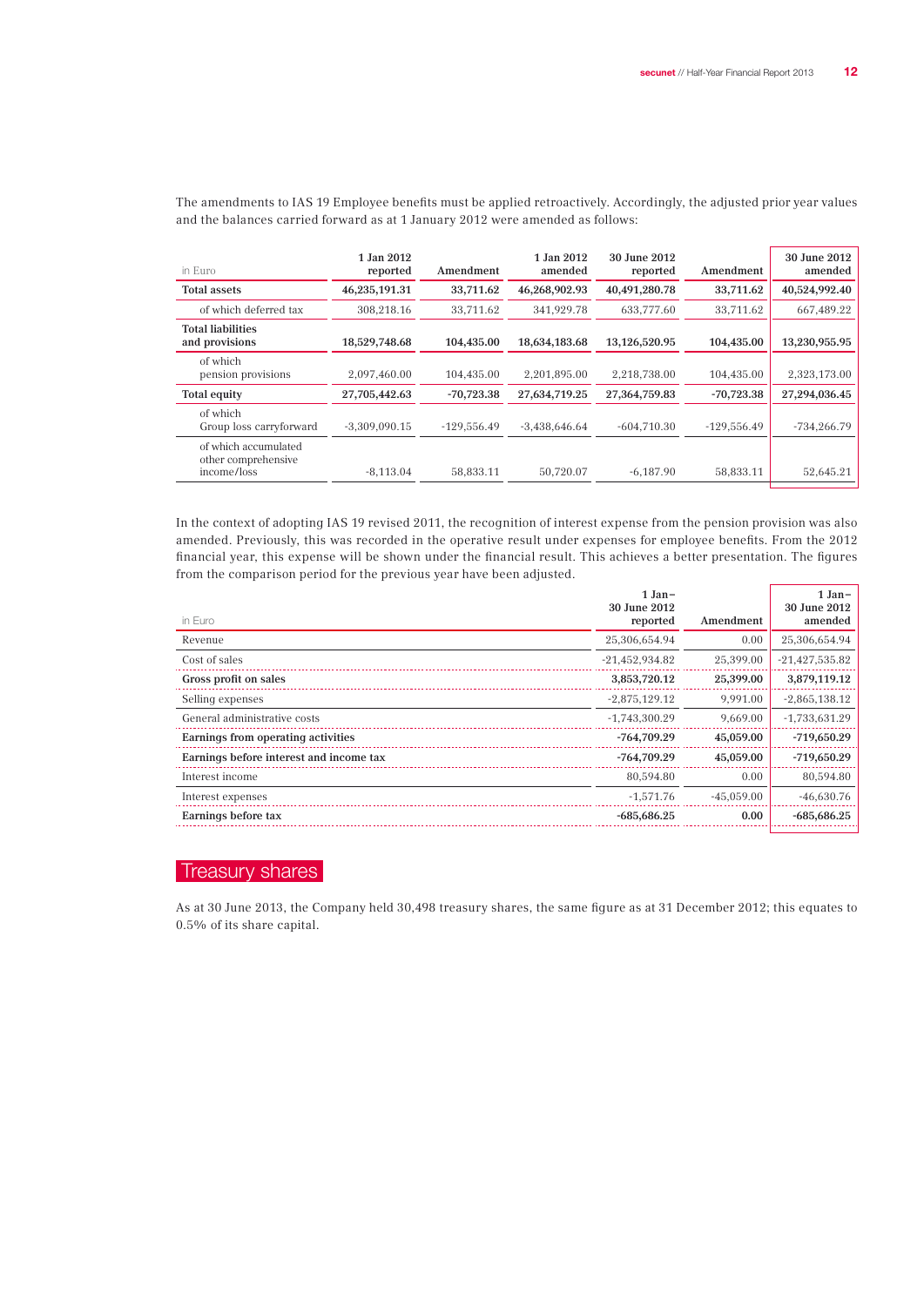The amendments to IAS 19 Employee benefits must be applied retroactively. Accordingly, the adjusted prior year values and the balances carried forward as at 1 January 2012 were amended as follows:

| in Euro | 1 Jan 2012 reported | Amendment | 1 Jan 2012 amended | 30 June 2012 reported | Amendment | 30 June 2012 amended |
|---|---|---|---|---|---|---|
| **Total assets** | **46,235,191.31** | **33,711.62** | **46,268,902.93** | **40,491,280.78** | **33,711.62** | **40,524,992.40** |
| of which deferred tax | 308,218.16 | 33,711.62 | 341,929.78 | 633,777.60 | 33,711.62 | 667,489.22 |
| **Total liabilities and provisions** | **18,529,748.68** | **104,435.00** | **18,634,183.68** | **13,126,520.95** | **104,435.00** | **13,230,955.95** |
| of which pension provisions | 2,097,460.00 | 104,435.00 | 2,201,895.00 | 2,218,738.00 | 104,435.00 | 2,323,173.00 |
| **Total equity** | **27,705,442.63** | **-70,723.38** | **27,634,719.25** | **27,364,759.83** | **-70,723.38** | **27,294,036.45** |
| of which Group loss carryforward | -3,309,090.15 | -129,556.49 | -3,438,646.64 | -604,710.30 | -129,556.49 | -734,266.79 |
| of which accumulated other comprehensive income/loss | -8,113.04 | 58,833.11 | 50,720.07 | -6,187.90 | 58,833.11 | 52,645.21 |

In the context of adopting IAS 19 revised 2011, the recognition of interest expense from the pension provision was also amended. Previously, this was recorded in the operative result under expenses for employee benefits. From the 2012 financial year, this expense will be shown under the financial result. This achieves a better presentation. The figures from the comparison period for the previous year have been adjusted.

| in Euro | 1 Jan– 30 June 2012 reported | Amendment | 1 Jan– 30 June 2012 amended |
|---|---|---|---|
| Revenue | 25,306,654.94 | 0.00 | 25,306,654.94 |
| Cost of sales | -21,452,934.82 | 25,399.00 | -21,427,535.82 |
| **Gross profit on sales** | **3,853,720.12** | **25,399.00** | **3,879,119.12** |
| Selling expenses | -2,875,129.12 | 9,991.00 | -2,865,138.12 |
| General administrative costs | -1,743,300.29 | 9,669.00 | -1,733,631.29 |
| **Earnings from operating activities** | **-764,709.29** | **45,059.00** | **-719,650.29** |
| **Earnings before interest and income tax** | **-764,709.29** | **45,059.00** | **-719,650.29** |
| Interest income | 80,594.80 | 0.00 | 80,594.80 |
| Interest expenses | -1,571.76 | -45,059.00 | -46,630.76 |
| **Earnings before tax** | **-685,686.25** | **0.00** | **-685,686.25** |

## Treasury shares

As at 30 June 2013, the Company held 30,498 treasury shares, the same figure as at 31 December 2012; this equates to 0.5% of its share capital.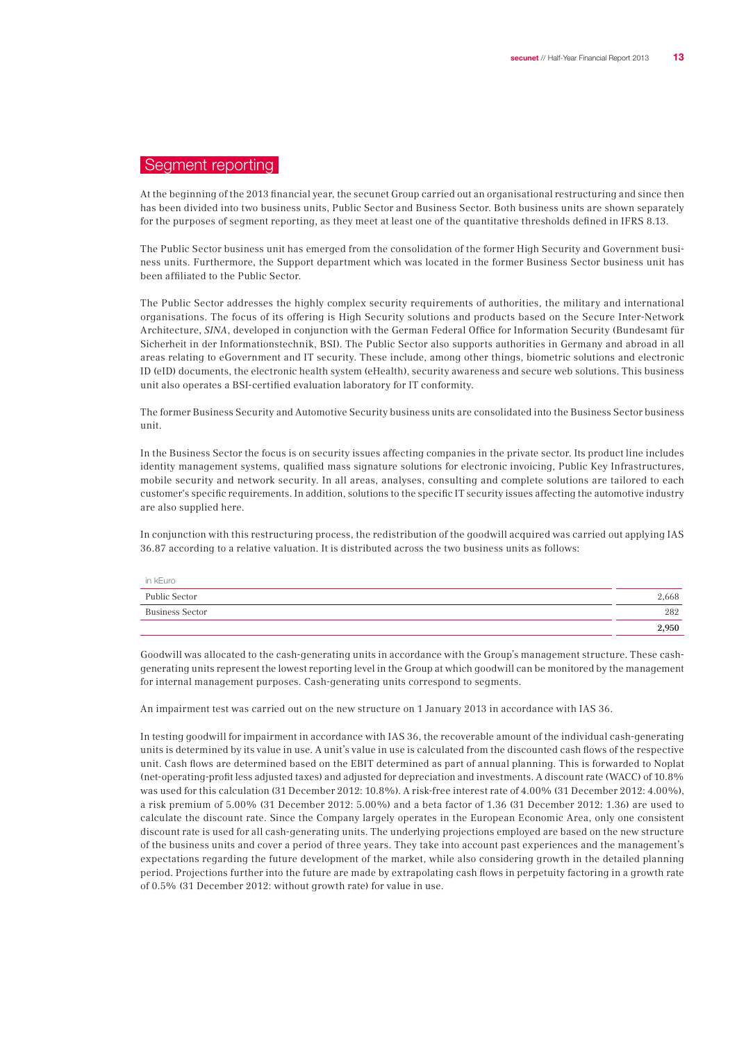# Segment reporting

At the beginning of the 2013 financial year, the secunet Group carried out an organisational restructuring and since then has been divided into two business units, Public Sector and Business Sector. Both business units are shown separately for the purposes of segment reporting, as they meet at least one of the quantitative thresholds defined in IFRS 8.13.

The Public Sector business unit has emerged from the consolidation of the former High Security and Government business units. Furthermore, the Support department which was located in the former Business Sector business unit has been affiliated to the Public Sector.

The Public Sector addresses the highly complex security requirements of authorities, the military and international organisations. The focus of its offering is High Security solutions and products based on the Secure Inter-Network Architecture, *SINA*, developed in conjunction with the German Federal Office for Information Security (Bundesamt für Sicherheit in der Informationstechnik, BSI). The Public Sector also supports authorities in Germany and abroad in all areas relating to eGovernment and IT security. These include, among other things, biometric solutions and electronic ID (eID) documents, the electronic health system (eHealth), security awareness and secure web solutions. This business unit also operates a BSI-certified evaluation laboratory for IT conformity.

The former Business Security and Automotive Security business units are consolidated into the Business Sector business unit.

In the Business Sector the focus is on security issues affecting companies in the private sector. Its product line includes identity management systems, qualified mass signature solutions for electronic invoicing, Public Key Infrastructures, mobile security and network security. In all areas, analyses, consulting and complete solutions are tailored to each customer's specific requirements. In addition, solutions to the specific IT security issues affecting the automotive industry are also supplied here.

In conjunction with this restructuring process, the redistribution of the goodwill acquired was carried out applying IAS 36.87 according to a relative valuation. It is distributed across the two business units as follows:

| in kEuro | |
|---|---|
| Public Sector | 2,668 |
| Business Sector | 282 |
| | **2,950** |

Goodwill was allocated to the cash-generating units in accordance with the Group's management structure. These cash-generating units represent the lowest reporting level in the Group at which goodwill can be monitored by the management for internal management purposes. Cash-generating units correspond to segments.

An impairment test was carried out on the new structure on 1 January 2013 in accordance with IAS 36.

In testing goodwill for impairment in accordance with IAS 36, the recoverable amount of the individual cash-generating units is determined by its value in use. A unit's value in use is calculated from the discounted cash flows of the respective unit. Cash flows are determined based on the EBIT determined as part of annual planning. This is forwarded to Noplat (net-operating-profit less adjusted taxes) and adjusted for depreciation and investments. A discount rate (WACC) of 10.8% was used for this calculation (31 December 2012: 10.8%). A risk-free interest rate of 4.00% (31 December 2012: 4.00%), a risk premium of 5.00% (31 December 2012: 5.00%) and a beta factor of 1.36 (31 December 2012: 1.36) are used to calculate the discount rate. Since the Company largely operates in the European Economic Area, only one consistent discount rate is used for all cash-generating units. The underlying projections employed are based on the new structure of the business units and cover a period of three years. They take into account past experiences and the management's expectations regarding the future development of the market, while also considering growth in the detailed planning period. Projections further into the future are made by extrapolating cash flows in perpetuity factoring in a growth rate of 0.5% (31 December 2012: without growth rate) for value in use.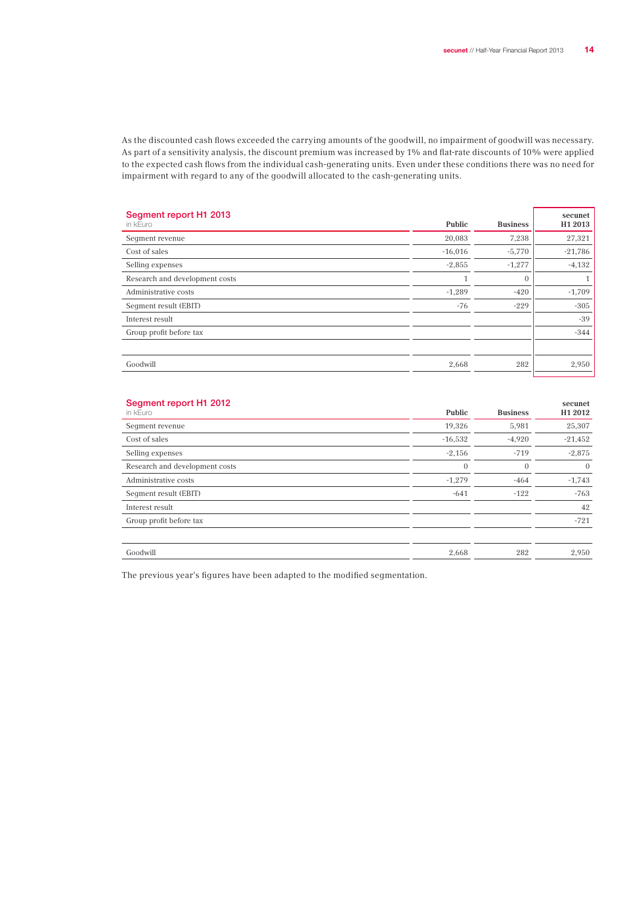As the discounted cash flows exceeded the carrying amounts of the goodwill, no impairment of goodwill was necessary. As part of a sensitivity analysis, the discount premium was increased by 1% and flat-rate discounts of 10% were applied to the expected cash flows from the individual cash-generating units. Even under these conditions there was no need for impairment with regard to any of the goodwill allocated to the cash-generating units.

## Segment report H1 2013

in kEuro

| | Public | Business | secunet H1 2013 |
|---|---|---|---|
| Segment revenue | 20,083 | 7,238 | 27,321 |
| Cost of sales | -16,016 | -5,770 | -21,786 |
| Selling expenses | -2,855 | -1,277 | -4,132 |
| Research and development costs | 1 | 0 | 1 |
| Administrative costs | -1,289 | -420 | -1,709 |
| Segment result (EBIT) | -76 | -229 | -305 |
| Interest result | | | -39 |
| Group profit before tax | | | -344 |
| | | | |
| Goodwill | 2,668 | 282 | 2,950 |

## Segment report H1 2012

in kEuro

| | Public | Business | secunet H1 2012 |
|---|---|---|---|
| Segment revenue | 19,326 | 5,981 | 25,307 |
| Cost of sales | -16,532 | -4,920 | -21,452 |
| Selling expenses | -2,156 | -719 | -2,875 |
| Research and development costs | 0 | 0 | 0 |
| Administrative costs | -1,279 | -464 | -1,743 |
| Segment result (EBIT) | -641 | -122 | -763 |
| Interest result | | | 42 |
| Group profit before tax | | | -721 |
| | | | |
| Goodwill | 2,668 | 282 | 2,950 |

The previous year's figures have been adapted to the modified segmentation.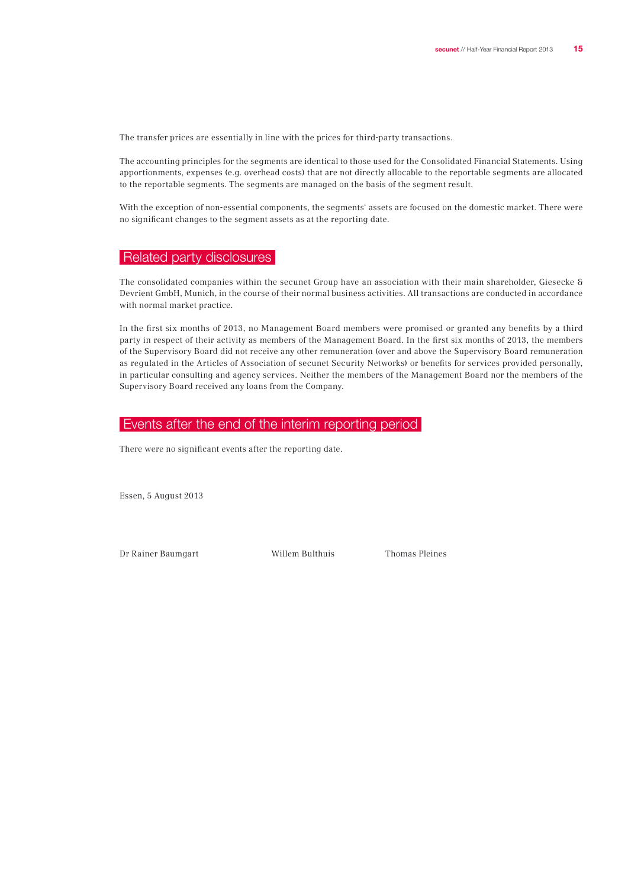The transfer prices are essentially in line with the prices for third-party transactions.

The accounting principles for the segments are identical to those used for the Consolidated Financial Statements. Using apportionments, expenses (e.g. overhead costs) that are not directly allocable to the reportable segments are allocated to the reportable segments. The segments are managed on the basis of the segment result.

With the exception of non-essential components, the segments' assets are focused on the domestic market. There were no significant changes to the segment assets as at the reporting date.

## Related party disclosures

The consolidated companies within the secunet Group have an association with their main shareholder, Giesecke & Devrient GmbH, Munich, in the course of their normal business activities. All transactions are conducted in accordance with normal market practice.

In the first six months of 2013, no Management Board members were promised or granted any benefits by a third party in respect of their activity as members of the Management Board. In the first six months of 2013, the members of the Supervisory Board did not receive any other remuneration (over and above the Supervisory Board remuneration as regulated in the Articles of Association of secunet Security Networks) or benefits for services provided personally, in particular consulting and agency services. Neither the members of the Management Board nor the members of the Supervisory Board received any loans from the Company.

## Events after the end of the interim reporting period

There were no significant events after the reporting date.

Essen, 5 August 2013

Dr Rainer Baumgart    Willem Bulthuis    Thomas Pleines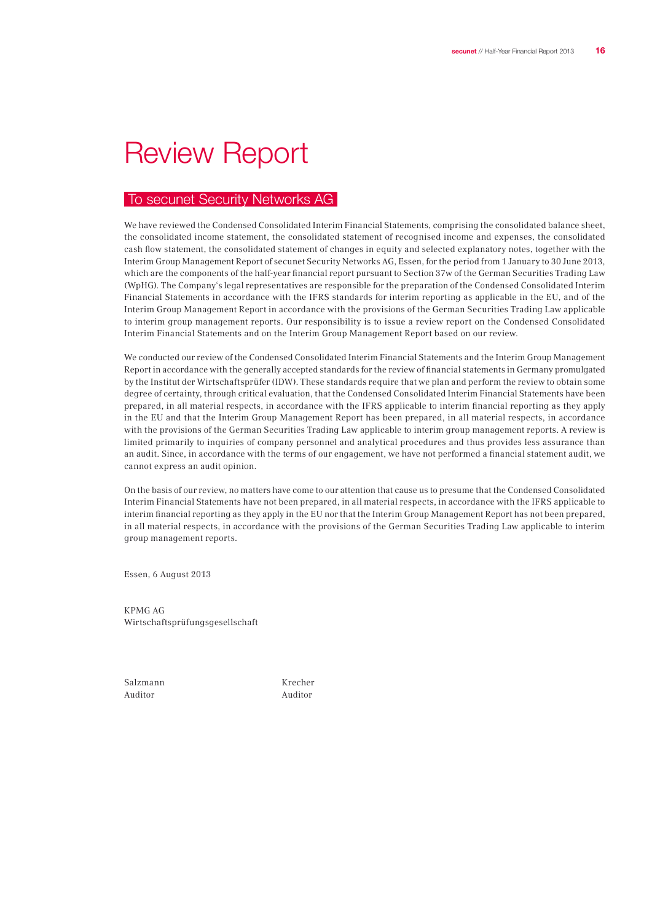# Review Report

## To secunet Security Networks AG

We have reviewed the Condensed Consolidated Interim Financial Statements, comprising the consolidated balance sheet, the consolidated income statement, the consolidated statement of recognised income and expenses, the consolidated cash flow statement, the consolidated statement of changes in equity and selected explanatory notes, together with the Interim Group Management Report of secunet Security Networks AG, Essen, for the period from 1 January to 30 June 2013, which are the components of the half-year financial report pursuant to Section 37w of the German Securities Trading Law (WpHG). The Company's legal representatives are responsible for the preparation of the Condensed Consolidated Interim Financial Statements in accordance with the IFRS standards for interim reporting as applicable in the EU, and of the Interim Group Management Report in accordance with the provisions of the German Securities Trading Law applicable to interim group management reports. Our responsibility is to issue a review report on the Condensed Consolidated Interim Financial Statements and on the Interim Group Management Report based on our review.

We conducted our review of the Condensed Consolidated Interim Financial Statements and the Interim Group Management Report in accordance with the generally accepted standards for the review of financial statements in Germany promulgated by the Institut der Wirtschaftsprüfer (IDW). These standards require that we plan and perform the review to obtain some degree of certainty, through critical evaluation, that the Condensed Consolidated Interim Financial Statements have been prepared, in all material respects, in accordance with the IFRS applicable to interim financial reporting as they apply in the EU and that the Interim Group Management Report has been prepared, in all material respects, in accordance with the provisions of the German Securities Trading Law applicable to interim group management reports. A review is limited primarily to inquiries of company personnel and analytical procedures and thus provides less assurance than an audit. Since, in accordance with the terms of our engagement, we have not performed a financial statement audit, we cannot express an audit opinion.

On the basis of our review, no matters have come to our attention that cause us to presume that the Condensed Consolidated Interim Financial Statements have not been prepared, in all material respects, in accordance with the IFRS applicable to interim financial reporting as they apply in the EU nor that the Interim Group Management Report has not been prepared, in all material respects, in accordance with the provisions of the German Securities Trading Law applicable to interim group management reports.

Essen, 6 August 2013

KPMG AG
Wirtschaftsprüfungsgesellschaft

Salzmann
Auditor

Krecher
Auditor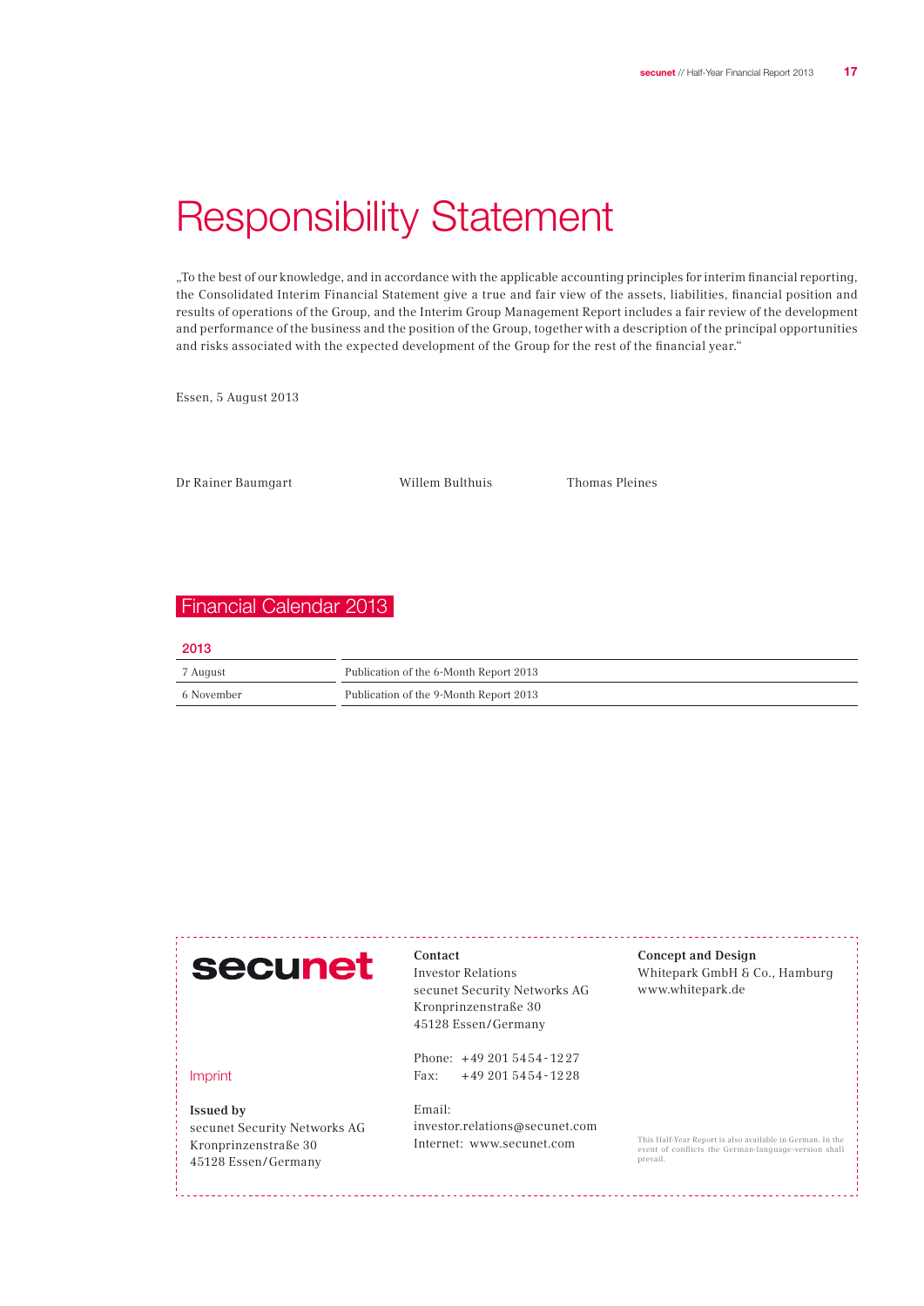# Responsibility Statement

„To the best of our knowledge, and in accordance with the applicable accounting principles for interim financial reporting, the Consolidated Interim Financial Statement give a true and fair view of the assets, liabilities, financial position and results of operations of the Group, and the Interim Group Management Report includes a fair review of the development and performance of the business and the position of the Group, together with a description of the principal opportunities and risks associated with the expected development of the Group for the rest of the financial year."

Essen, 5 August 2013

Dr Rainer Baumgart    Willem Bulthuis    Thomas Pleines

## Financial Calendar 2013

| 2013 | |
|---|---|
| 7 August | Publication of the 6-Month Report 2013 |
| 6 November | Publication of the 9-Month Report 2013 |

secunet

### Imprint

**Issued by**
secunet Security Networks AG
Kronprinzenstraße 30
45128 Essen/Germany

**Contact**
Investor Relations
secunet Security Networks AG
Kronprinzenstraße 30
45128 Essen/Germany

Phone: +49 201 5454-1227
Fax: +49 201 5454-1228

Email:
investor.relations@secunet.com
Internet: www.secunet.com

**Concept and Design**
Whitepark GmbH & Co., Hamburg
www.whitepark.de

This Half-Year Report is also available in German. In the event of conflicts the German-language-version shall prevail.